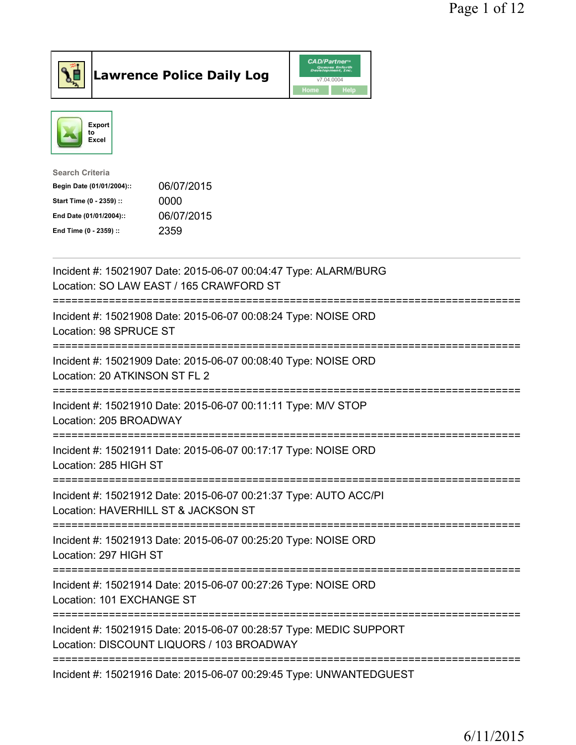# Lawrence Police Daily Log

Export to Excel

**Search Criteria**

| | |
|---|---|
| Begin Date (01/01/2004):: | 06/07/2015 |
| Start Time (0 - 2359) :: | 0000 |
| End Date (01/01/2004):: | 06/07/2015 |
| End Time (0 - 2359) :: | 2359 |

---

Incident #: 15021907 Date: 2015-06-07 00:04:47 Type: ALARM/BURG
Location: SO LAW EAST / 165 CRAWFORD ST
===========================================================================
Incident #: 15021908 Date: 2015-06-07 00:08:24 Type: NOISE ORD
Location: 98 SPRUCE ST
===========================================================================
Incident #: 15021909 Date: 2015-06-07 00:08:40 Type: NOISE ORD
Location: 20 ATKINSON ST FL 2
===========================================================================
Incident #: 15021910 Date: 2015-06-07 00:11:11 Type: M/V STOP
Location: 205 BROADWAY
===========================================================================
Incident #: 15021911 Date: 2015-06-07 00:17:17 Type: NOISE ORD
Location: 285 HIGH ST
===========================================================================
Incident #: 15021912 Date: 2015-06-07 00:21:37 Type: AUTO ACC/PI
Location: HAVERHILL ST & JACKSON ST
===========================================================================
Incident #: 15021913 Date: 2015-06-07 00:25:20 Type: NOISE ORD
Location: 297 HIGH ST
===========================================================================
Incident #: 15021914 Date: 2015-06-07 00:27:26 Type: NOISE ORD
Location: 101 EXCHANGE ST
===========================================================================
Incident #: 15021915 Date: 2015-06-07 00:28:57 Type: MEDIC SUPPORT
Location: DISCOUNT LIQUORS / 103 BROADWAY
===========================================================================
Incident #: 15021916 Date: 2015-06-07 00:29:45 Type: UNWANTEDGUEST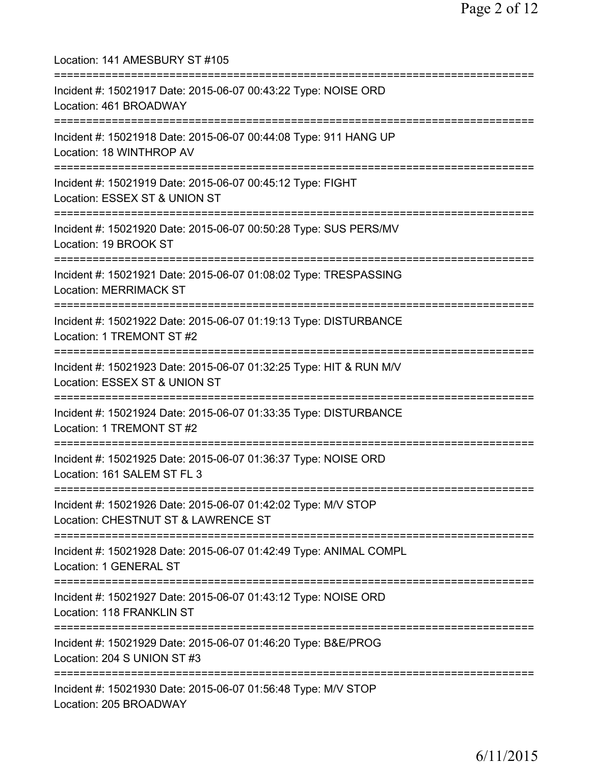Location: 141 AMESBURY ST #105

===========================================================================

Incident #: 15021917 Date: 2015-06-07 00:43:22 Type: NOISE ORD
Location: 461 BROADWAY

===========================================================================

Incident #: 15021918 Date: 2015-06-07 00:44:08 Type: 911 HANG UP
Location: 18 WINTHROP AV

===========================================================================

Incident #: 15021919 Date: 2015-06-07 00:45:12 Type: FIGHT
Location: ESSEX ST & UNION ST

===========================================================================

Incident #: 15021920 Date: 2015-06-07 00:50:28 Type: SUS PERS/MV
Location: 19 BROOK ST

===========================================================================

Incident #: 15021921 Date: 2015-06-07 01:08:02 Type: TRESPASSING
Location: MERRIMACK ST

===========================================================================

Incident #: 15021922 Date: 2015-06-07 01:19:13 Type: DISTURBANCE
Location: 1 TREMONT ST #2

===========================================================================

Incident #: 15021923 Date: 2015-06-07 01:32:25 Type: HIT & RUN M/V
Location: ESSEX ST & UNION ST

===========================================================================

Incident #: 15021924 Date: 2015-06-07 01:33:35 Type: DISTURBANCE
Location: 1 TREMONT ST #2

===========================================================================

Incident #: 15021925 Date: 2015-06-07 01:36:37 Type: NOISE ORD
Location: 161 SALEM ST FL 3

===========================================================================

Incident #: 15021926 Date: 2015-06-07 01:42:02 Type: M/V STOP
Location: CHESTNUT ST & LAWRENCE ST

===========================================================================

Incident #: 15021928 Date: 2015-06-07 01:42:49 Type: ANIMAL COMPL
Location: 1 GENERAL ST

===========================================================================

Incident #: 15021927 Date: 2015-06-07 01:43:12 Type: NOISE ORD
Location: 118 FRANKLIN ST

===========================================================================

Incident #: 15021929 Date: 2015-06-07 01:46:20 Type: B&E/PROG
Location: 204 S UNION ST #3

===========================================================================

Incident #: 15021930 Date: 2015-06-07 01:56:48 Type: M/V STOP
Location: 205 BROADWAY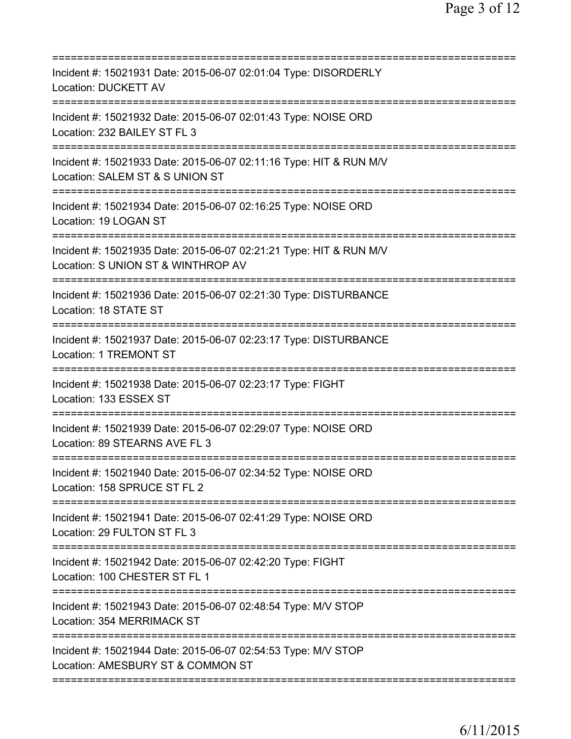==============================================================================

Incident #: 15021931 Date: 2015-06-07 02:01:04 Type: DISORDERLY
Location: DUCKETT AV

==============================================================================

Incident #: 15021932 Date: 2015-06-07 02:01:43 Type: NOISE ORD
Location: 232 BAILEY ST FL 3

==============================================================================

Incident #: 15021933 Date: 2015-06-07 02:11:16 Type: HIT & RUN M/V
Location: SALEM ST & S UNION ST

==============================================================================

Incident #: 15021934 Date: 2015-06-07 02:16:25 Type: NOISE ORD
Location: 19 LOGAN ST

==============================================================================

Incident #: 15021935 Date: 2015-06-07 02:21:21 Type: HIT & RUN M/V
Location: S UNION ST & WINTHROP AV

==============================================================================

Incident #: 15021936 Date: 2015-06-07 02:21:30 Type: DISTURBANCE
Location: 18 STATE ST

==============================================================================

Incident #: 15021937 Date: 2015-06-07 02:23:17 Type: DISTURBANCE
Location: 1 TREMONT ST

==============================================================================

Incident #: 15021938 Date: 2015-06-07 02:23:17 Type: FIGHT
Location: 133 ESSEX ST

==============================================================================

Incident #: 15021939 Date: 2015-06-07 02:29:07 Type: NOISE ORD
Location: 89 STEARNS AVE FL 3

==============================================================================

Incident #: 15021940 Date: 2015-06-07 02:34:52 Type: NOISE ORD
Location: 158 SPRUCE ST FL 2

==============================================================================

Incident #: 15021941 Date: 2015-06-07 02:41:29 Type: NOISE ORD
Location: 29 FULTON ST FL 3

==============================================================================

Incident #: 15021942 Date: 2015-06-07 02:42:20 Type: FIGHT
Location: 100 CHESTER ST FL 1

==============================================================================

Incident #: 15021943 Date: 2015-06-07 02:48:54 Type: M/V STOP
Location: 354 MERRIMACK ST

==============================================================================

Incident #: 15021944 Date: 2015-06-07 02:54:53 Type: M/V STOP
Location: AMESBURY ST & COMMON ST

==============================================================================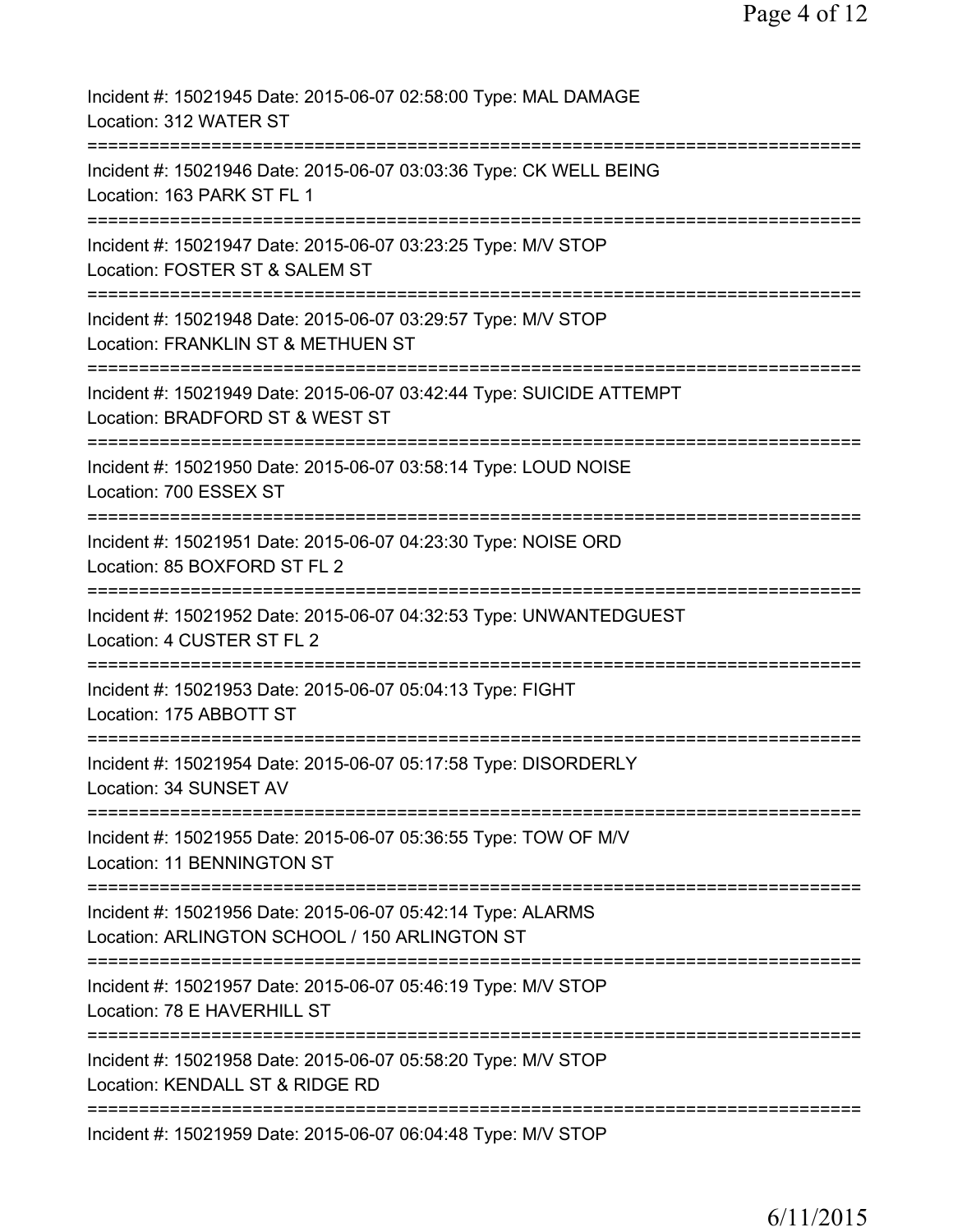Incident #: 15021945 Date: 2015-06-07 02:58:00 Type: MAL DAMAGE
Location: 312 WATER ST
===========================================================================
Incident #: 15021946 Date: 2015-06-07 03:03:36 Type: CK WELL BEING
Location: 163 PARK ST FL 1
===========================================================================
Incident #: 15021947 Date: 2015-06-07 03:23:25 Type: M/V STOP
Location: FOSTER ST & SALEM ST
===========================================================================
Incident #: 15021948 Date: 2015-06-07 03:29:57 Type: M/V STOP
Location: FRANKLIN ST & METHUEN ST
===========================================================================
Incident #: 15021949 Date: 2015-06-07 03:42:44 Type: SUICIDE ATTEMPT
Location: BRADFORD ST & WEST ST
===========================================================================
Incident #: 15021950 Date: 2015-06-07 03:58:14 Type: LOUD NOISE
Location: 700 ESSEX ST
===========================================================================
Incident #: 15021951 Date: 2015-06-07 04:23:30 Type: NOISE ORD
Location: 85 BOXFORD ST FL 2
===========================================================================
Incident #: 15021952 Date: 2015-06-07 04:32:53 Type: UNWANTEDGUEST
Location: 4 CUSTER ST FL 2
===========================================================================
Incident #: 15021953 Date: 2015-06-07 05:04:13 Type: FIGHT
Location: 175 ABBOTT ST
===========================================================================
Incident #: 15021954 Date: 2015-06-07 05:17:58 Type: DISORDERLY
Location: 34 SUNSET AV
===========================================================================
Incident #: 15021955 Date: 2015-06-07 05:36:55 Type: TOW OF M/V
Location: 11 BENNINGTON ST
===========================================================================
Incident #: 15021956 Date: 2015-06-07 05:42:14 Type: ALARMS
Location: ARLINGTON SCHOOL / 150 ARLINGTON ST
===========================================================================
Incident #: 15021957 Date: 2015-06-07 05:46:19 Type: M/V STOP
Location: 78 E HAVERHILL ST
===========================================================================
Incident #: 15021958 Date: 2015-06-07 05:58:20 Type: M/V STOP
Location: KENDALL ST & RIDGE RD
===========================================================================
Incident #: 15021959 Date: 2015-06-07 06:04:48 Type: M/V STOP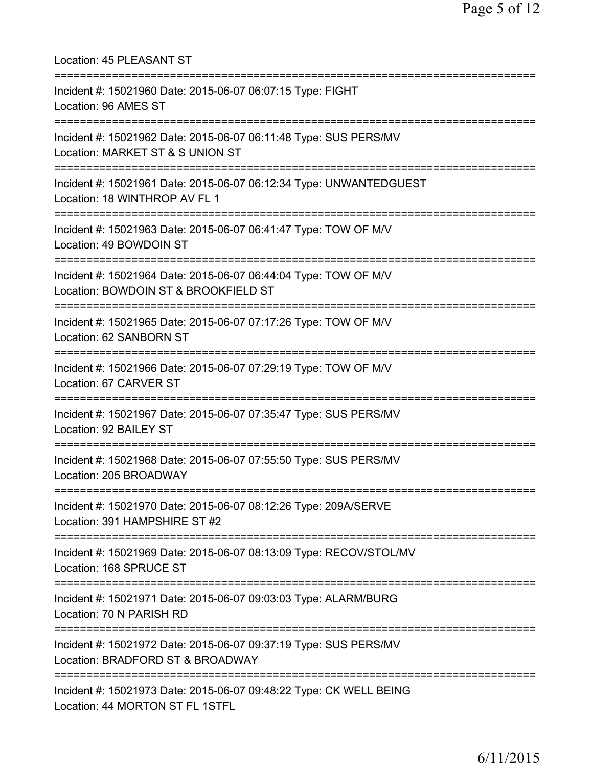Location: 45 PLEASANT ST

===========================================================================

Incident #: 15021960 Date: 2015-06-07 06:07:15 Type: FIGHT
Location: 96 AMES ST

===========================================================================

Incident #: 15021962 Date: 2015-06-07 06:11:48 Type: SUS PERS/MV
Location: MARKET ST & S UNION ST

===========================================================================

Incident #: 15021961 Date: 2015-06-07 06:12:34 Type: UNWANTEDGUEST
Location: 18 WINTHROP AV FL 1

===========================================================================

Incident #: 15021963 Date: 2015-06-07 06:41:47 Type: TOW OF M/V
Location: 49 BOWDOIN ST

===========================================================================

Incident #: 15021964 Date: 2015-06-07 06:44:04 Type: TOW OF M/V
Location: BOWDOIN ST & BROOKFIELD ST

===========================================================================

Incident #: 15021965 Date: 2015-06-07 07:17:26 Type: TOW OF M/V
Location: 62 SANBORN ST

===========================================================================

Incident #: 15021966 Date: 2015-06-07 07:29:19 Type: TOW OF M/V
Location: 67 CARVER ST

===========================================================================

Incident #: 15021967 Date: 2015-06-07 07:35:47 Type: SUS PERS/MV
Location: 92 BAILEY ST

===========================================================================

Incident #: 15021968 Date: 2015-06-07 07:55:50 Type: SUS PERS/MV
Location: 205 BROADWAY

===========================================================================

Incident #: 15021970 Date: 2015-06-07 08:12:26 Type: 209A/SERVE
Location: 391 HAMPSHIRE ST #2

===========================================================================

Incident #: 15021969 Date: 2015-06-07 08:13:09 Type: RECOV/STOL/MV
Location: 168 SPRUCE ST

===========================================================================

Incident #: 15021971 Date: 2015-06-07 09:03:03 Type: ALARM/BURG
Location: 70 N PARISH RD

===========================================================================

Incident #: 15021972 Date: 2015-06-07 09:37:19 Type: SUS PERS/MV
Location: BRADFORD ST & BROADWAY

===========================================================================

Incident #: 15021973 Date: 2015-06-07 09:48:22 Type: CK WELL BEING
Location: 44 MORTON ST FL 1STFL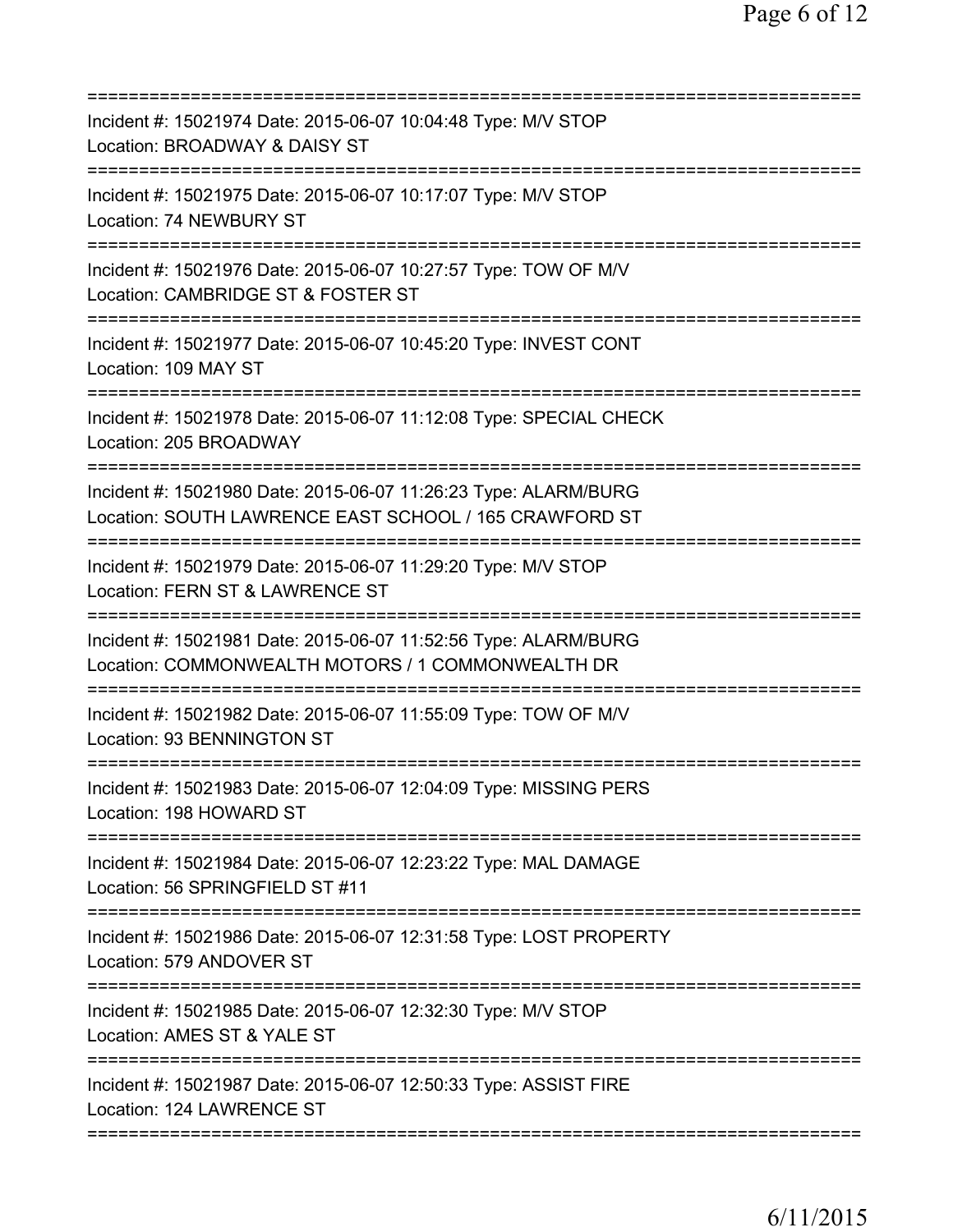===========================================================================
Incident #: 15021974 Date: 2015-06-07 10:04:48 Type: M/V STOP
Location: BROADWAY & DAISY ST
===========================================================================
Incident #: 15021975 Date: 2015-06-07 10:17:07 Type: M/V STOP
Location: 74 NEWBURY ST
===========================================================================
Incident #: 15021976 Date: 2015-06-07 10:27:57 Type: TOW OF M/V
Location: CAMBRIDGE ST & FOSTER ST
===========================================================================
Incident #: 15021977 Date: 2015-06-07 10:45:20 Type: INVEST CONT
Location: 109 MAY ST
===========================================================================
Incident #: 15021978 Date: 2015-06-07 11:12:08 Type: SPECIAL CHECK
Location: 205 BROADWAY
===========================================================================
Incident #: 15021980 Date: 2015-06-07 11:26:23 Type: ALARM/BURG
Location: SOUTH LAWRENCE EAST SCHOOL / 165 CRAWFORD ST
===========================================================================
Incident #: 15021979 Date: 2015-06-07 11:29:20 Type: M/V STOP
Location: FERN ST & LAWRENCE ST
===========================================================================
Incident #: 15021981 Date: 2015-06-07 11:52:56 Type: ALARM/BURG
Location: COMMONWEALTH MOTORS / 1 COMMONWEALTH DR
===========================================================================
Incident #: 15021982 Date: 2015-06-07 11:55:09 Type: TOW OF M/V
Location: 93 BENNINGTON ST
===========================================================================
Incident #: 15021983 Date: 2015-06-07 12:04:09 Type: MISSING PERS
Location: 198 HOWARD ST
===========================================================================
Incident #: 15021984 Date: 2015-06-07 12:23:22 Type: MAL DAMAGE
Location: 56 SPRINGFIELD ST #11
===========================================================================
Incident #: 15021986 Date: 2015-06-07 12:31:58 Type: LOST PROPERTY
Location: 579 ANDOVER ST
===========================================================================
Incident #: 15021985 Date: 2015-06-07 12:32:30 Type: M/V STOP
Location: AMES ST & YALE ST
===========================================================================
Incident #: 15021987 Date: 2015-06-07 12:50:33 Type: ASSIST FIRE
Location: 124 LAWRENCE ST
===========================================================================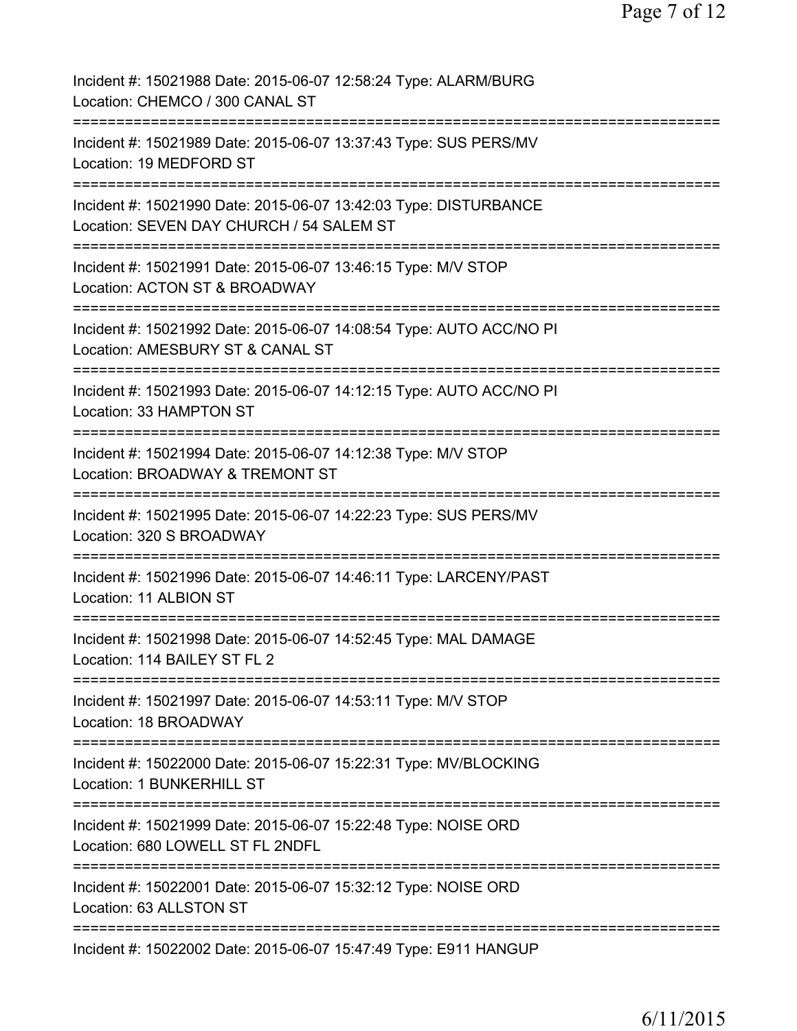Incident #: 15021988 Date: 2015-06-07 12:58:24 Type: ALARM/BURG
Location: CHEMCO / 300 CANAL ST

===========================================================================

Incident #: 15021989 Date: 2015-06-07 13:37:43 Type: SUS PERS/MV
Location: 19 MEDFORD ST

===========================================================================

Incident #: 15021990 Date: 2015-06-07 13:42:03 Type: DISTURBANCE
Location: SEVEN DAY CHURCH / 54 SALEM ST

===========================================================================

Incident #: 15021991 Date: 2015-06-07 13:46:15 Type: M/V STOP
Location: ACTON ST & BROADWAY

===========================================================================

Incident #: 15021992 Date: 2015-06-07 14:08:54 Type: AUTO ACC/NO PI
Location: AMESBURY ST & CANAL ST

===========================================================================

Incident #: 15021993 Date: 2015-06-07 14:12:15 Type: AUTO ACC/NO PI
Location: 33 HAMPTON ST

===========================================================================

Incident #: 15021994 Date: 2015-06-07 14:12:38 Type: M/V STOP
Location: BROADWAY & TREMONT ST

===========================================================================

Incident #: 15021995 Date: 2015-06-07 14:22:23 Type: SUS PERS/MV
Location: 320 S BROADWAY

===========================================================================

Incident #: 15021996 Date: 2015-06-07 14:46:11 Type: LARCENY/PAST
Location: 11 ALBION ST

===========================================================================

Incident #: 15021998 Date: 2015-06-07 14:52:45 Type: MAL DAMAGE
Location: 114 BAILEY ST FL 2

===========================================================================

Incident #: 15021997 Date: 2015-06-07 14:53:11 Type: M/V STOP
Location: 18 BROADWAY

===========================================================================

Incident #: 15022000 Date: 2015-06-07 15:22:31 Type: MV/BLOCKING
Location: 1 BUNKERHILL ST

===========================================================================

Incident #: 15021999 Date: 2015-06-07 15:22:48 Type: NOISE ORD
Location: 680 LOWELL ST FL 2NDFL

===========================================================================

Incident #: 15022001 Date: 2015-06-07 15:32:12 Type: NOISE ORD
Location: 63 ALLSTON ST

===========================================================================

Incident #: 15022002 Date: 2015-06-07 15:47:49 Type: E911 HANGUP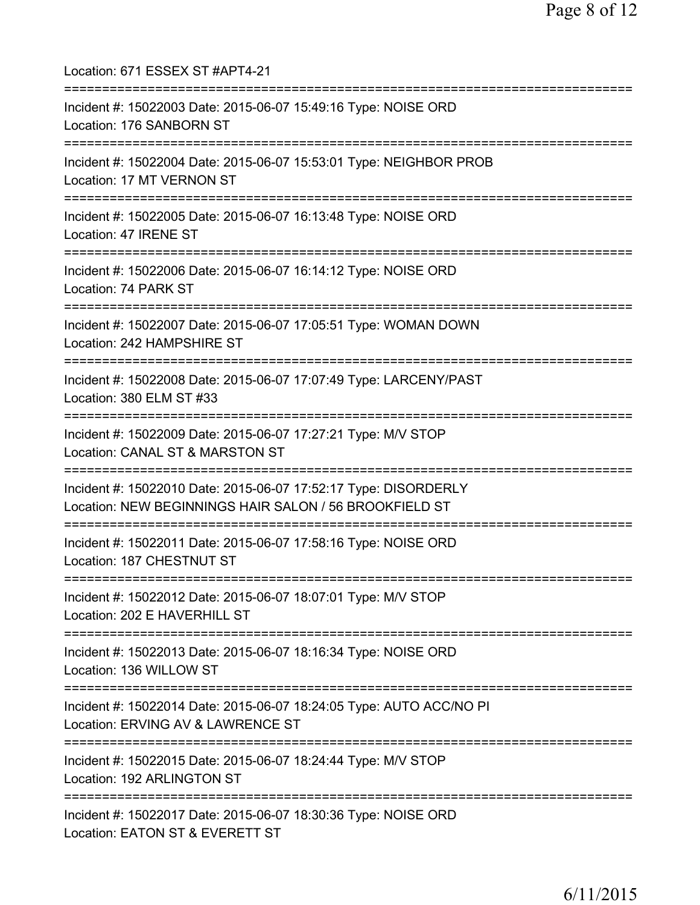Location: 671 ESSEX ST #APT4-21

===========================================================================

Incident #: 15022003 Date: 2015-06-07 15:49:16 Type: NOISE ORD
Location: 176 SANBORN ST

===========================================================================

Incident #: 15022004 Date: 2015-06-07 15:53:01 Type: NEIGHBOR PROB
Location: 17 MT VERNON ST

===========================================================================

Incident #: 15022005 Date: 2015-06-07 16:13:48 Type: NOISE ORD
Location: 47 IRENE ST

===========================================================================

Incident #: 15022006 Date: 2015-06-07 16:14:12 Type: NOISE ORD
Location: 74 PARK ST

===========================================================================

Incident #: 15022007 Date: 2015-06-07 17:05:51 Type: WOMAN DOWN
Location: 242 HAMPSHIRE ST

===========================================================================

Incident #: 15022008 Date: 2015-06-07 17:07:49 Type: LARCENY/PAST
Location: 380 ELM ST #33

===========================================================================

Incident #: 15022009 Date: 2015-06-07 17:27:21 Type: M/V STOP
Location: CANAL ST & MARSTON ST

===========================================================================

Incident #: 15022010 Date: 2015-06-07 17:52:17 Type: DISORDERLY
Location: NEW BEGINNINGS HAIR SALON / 56 BROOKFIELD ST

===========================================================================

Incident #: 15022011 Date: 2015-06-07 17:58:16 Type: NOISE ORD
Location: 187 CHESTNUT ST

===========================================================================

Incident #: 15022012 Date: 2015-06-07 18:07:01 Type: M/V STOP
Location: 202 E HAVERHILL ST

===========================================================================

Incident #: 15022013 Date: 2015-06-07 18:16:34 Type: NOISE ORD
Location: 136 WILLOW ST

===========================================================================

Incident #: 15022014 Date: 2015-06-07 18:24:05 Type: AUTO ACC/NO PI
Location: ERVING AV & LAWRENCE ST

===========================================================================

Incident #: 15022015 Date: 2015-06-07 18:24:44 Type: M/V STOP
Location: 192 ARLINGTON ST

===========================================================================

Incident #: 15022017 Date: 2015-06-07 18:30:36 Type: NOISE ORD
Location: EATON ST & EVERETT ST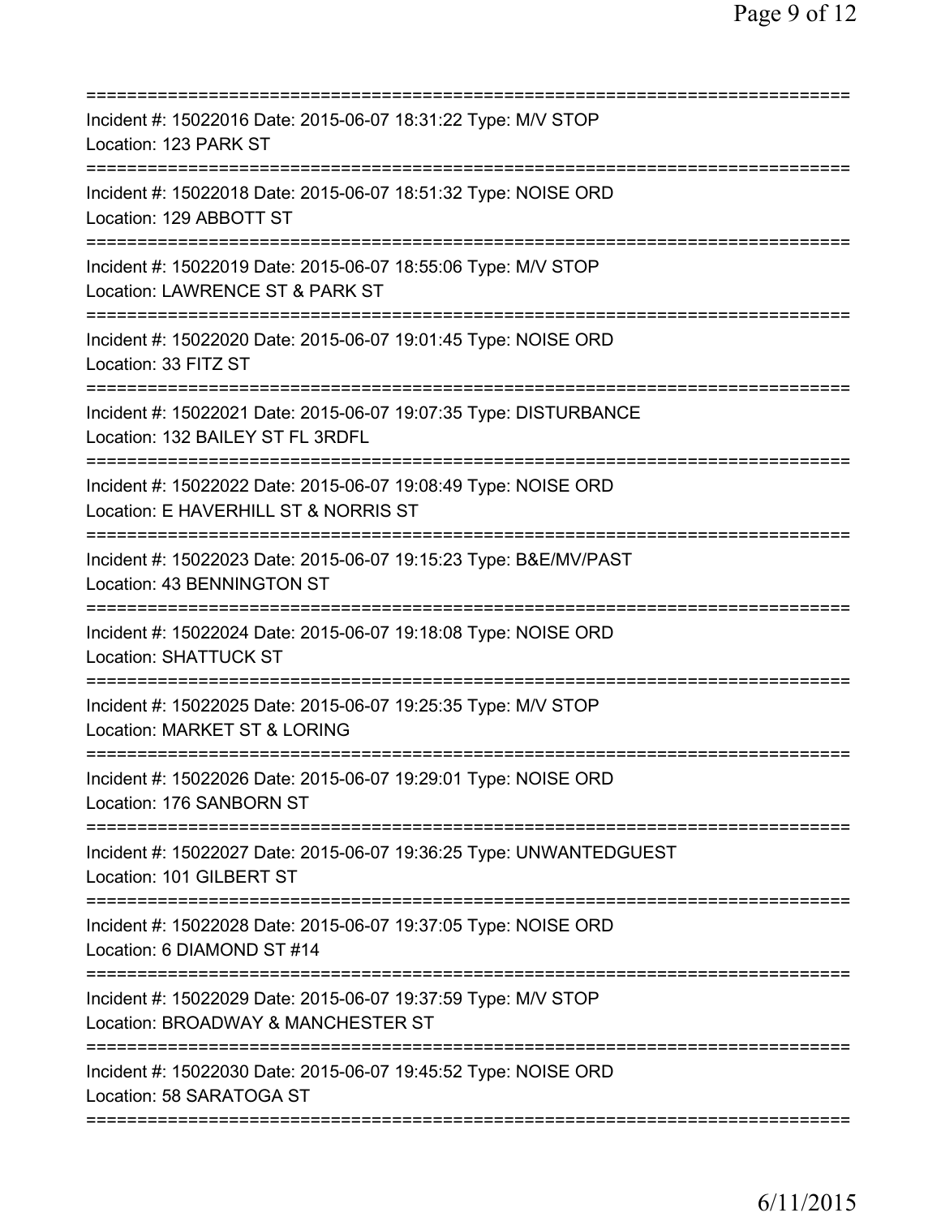===========================================================================
Incident #: 15022016 Date: 2015-06-07 18:31:22 Type: M/V STOP
Location: 123 PARK ST
===========================================================================
Incident #: 15022018 Date: 2015-06-07 18:51:32 Type: NOISE ORD
Location: 129 ABBOTT ST
===========================================================================
Incident #: 15022019 Date: 2015-06-07 18:55:06 Type: M/V STOP
Location: LAWRENCE ST & PARK ST
===========================================================================
Incident #: 15022020 Date: 2015-06-07 19:01:45 Type: NOISE ORD
Location: 33 FITZ ST
===========================================================================
Incident #: 15022021 Date: 2015-06-07 19:07:35 Type: DISTURBANCE
Location: 132 BAILEY ST FL 3RDFL
===========================================================================
Incident #: 15022022 Date: 2015-06-07 19:08:49 Type: NOISE ORD
Location: E HAVERHILL ST & NORRIS ST
===========================================================================
Incident #: 15022023 Date: 2015-06-07 19:15:23 Type: B&E/MV/PAST
Location: 43 BENNINGTON ST
===========================================================================
Incident #: 15022024 Date: 2015-06-07 19:18:08 Type: NOISE ORD
Location: SHATTUCK ST
===========================================================================
Incident #: 15022025 Date: 2015-06-07 19:25:35 Type: M/V STOP
Location: MARKET ST & LORING
===========================================================================
Incident #: 15022026 Date: 2015-06-07 19:29:01 Type: NOISE ORD
Location: 176 SANBORN ST
===========================================================================
Incident #: 15022027 Date: 2015-06-07 19:36:25 Type: UNWANTEDGUEST
Location: 101 GILBERT ST
===========================================================================
Incident #: 15022028 Date: 2015-06-07 19:37:05 Type: NOISE ORD
Location: 6 DIAMOND ST #14
===========================================================================
Incident #: 15022029 Date: 2015-06-07 19:37:59 Type: M/V STOP
Location: BROADWAY & MANCHESTER ST
===========================================================================
Incident #: 15022030 Date: 2015-06-07 19:45:52 Type: NOISE ORD
Location: 58 SARATOGA ST
===========================================================================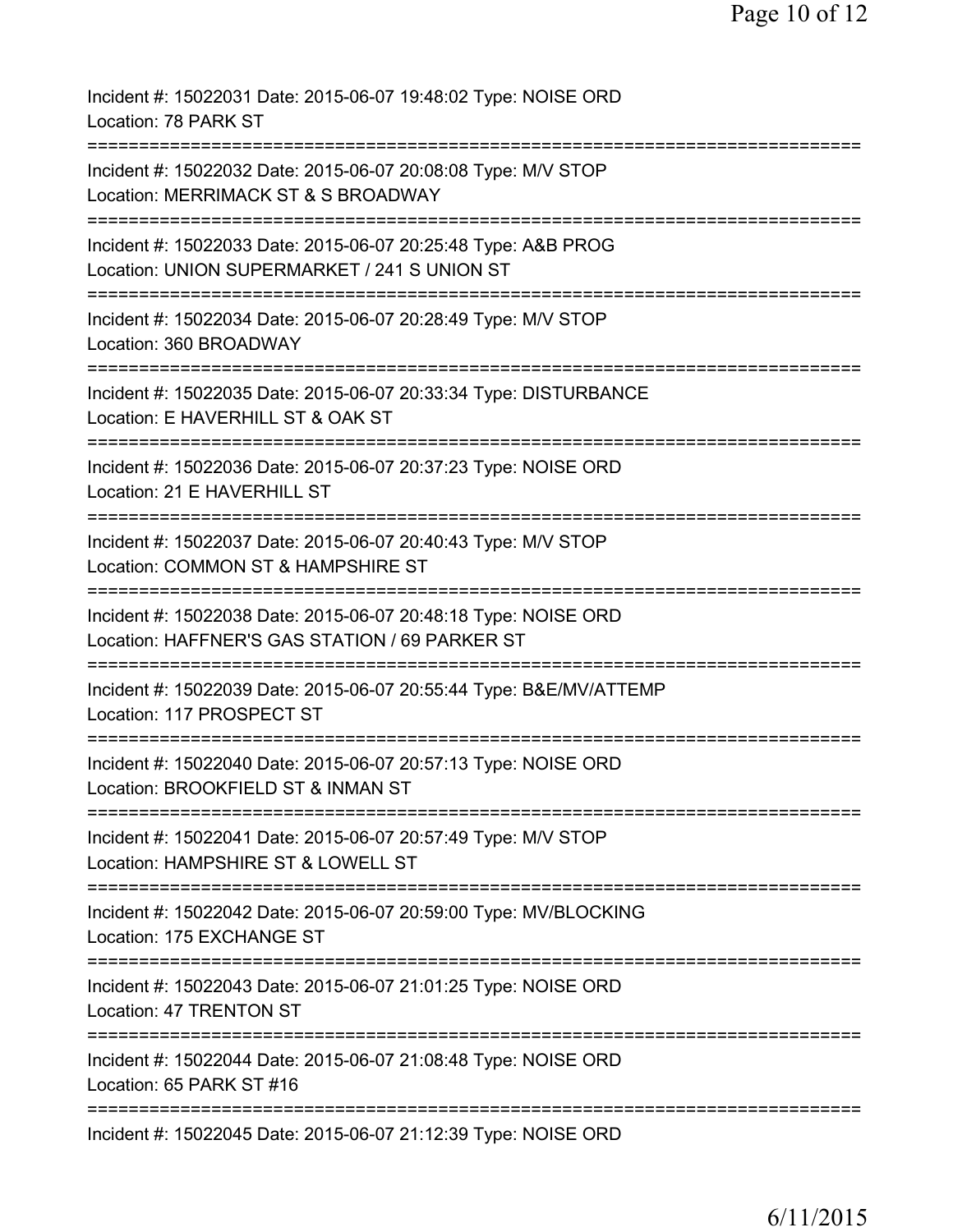Incident #: 15022031 Date: 2015-06-07 19:48:02 Type: NOISE ORD
Location: 78 PARK ST

===========================================================================

Incident #: 15022032 Date: 2015-06-07 20:08:08 Type: M/V STOP
Location: MERRIMACK ST & S BROADWAY

===========================================================================

Incident #: 15022033 Date: 2015-06-07 20:25:48 Type: A&B PROG
Location: UNION SUPERMARKET / 241 S UNION ST

===========================================================================

Incident #: 15022034 Date: 2015-06-07 20:28:49 Type: M/V STOP
Location: 360 BROADWAY

===========================================================================

Incident #: 15022035 Date: 2015-06-07 20:33:34 Type: DISTURBANCE
Location: E HAVERHILL ST & OAK ST

===========================================================================

Incident #: 15022036 Date: 2015-06-07 20:37:23 Type: NOISE ORD
Location: 21 E HAVERHILL ST

===========================================================================

Incident #: 15022037 Date: 2015-06-07 20:40:43 Type: M/V STOP
Location: COMMON ST & HAMPSHIRE ST

===========================================================================

Incident #: 15022038 Date: 2015-06-07 20:48:18 Type: NOISE ORD
Location: HAFFNER'S GAS STATION / 69 PARKER ST

===========================================================================

Incident #: 15022039 Date: 2015-06-07 20:55:44 Type: B&E/MV/ATTEMP
Location: 117 PROSPECT ST

===========================================================================

Incident #: 15022040 Date: 2015-06-07 20:57:13 Type: NOISE ORD
Location: BROOKFIELD ST & INMAN ST

===========================================================================

Incident #: 15022041 Date: 2015-06-07 20:57:49 Type: M/V STOP
Location: HAMPSHIRE ST & LOWELL ST

===========================================================================

Incident #: 15022042 Date: 2015-06-07 20:59:00 Type: MV/BLOCKING
Location: 175 EXCHANGE ST

===========================================================================

Incident #: 15022043 Date: 2015-06-07 21:01:25 Type: NOISE ORD
Location: 47 TRENTON ST

===========================================================================

Incident #: 15022044 Date: 2015-06-07 21:08:48 Type: NOISE ORD
Location: 65 PARK ST #16

===========================================================================

Incident #: 15022045 Date: 2015-06-07 21:12:39 Type: NOISE ORD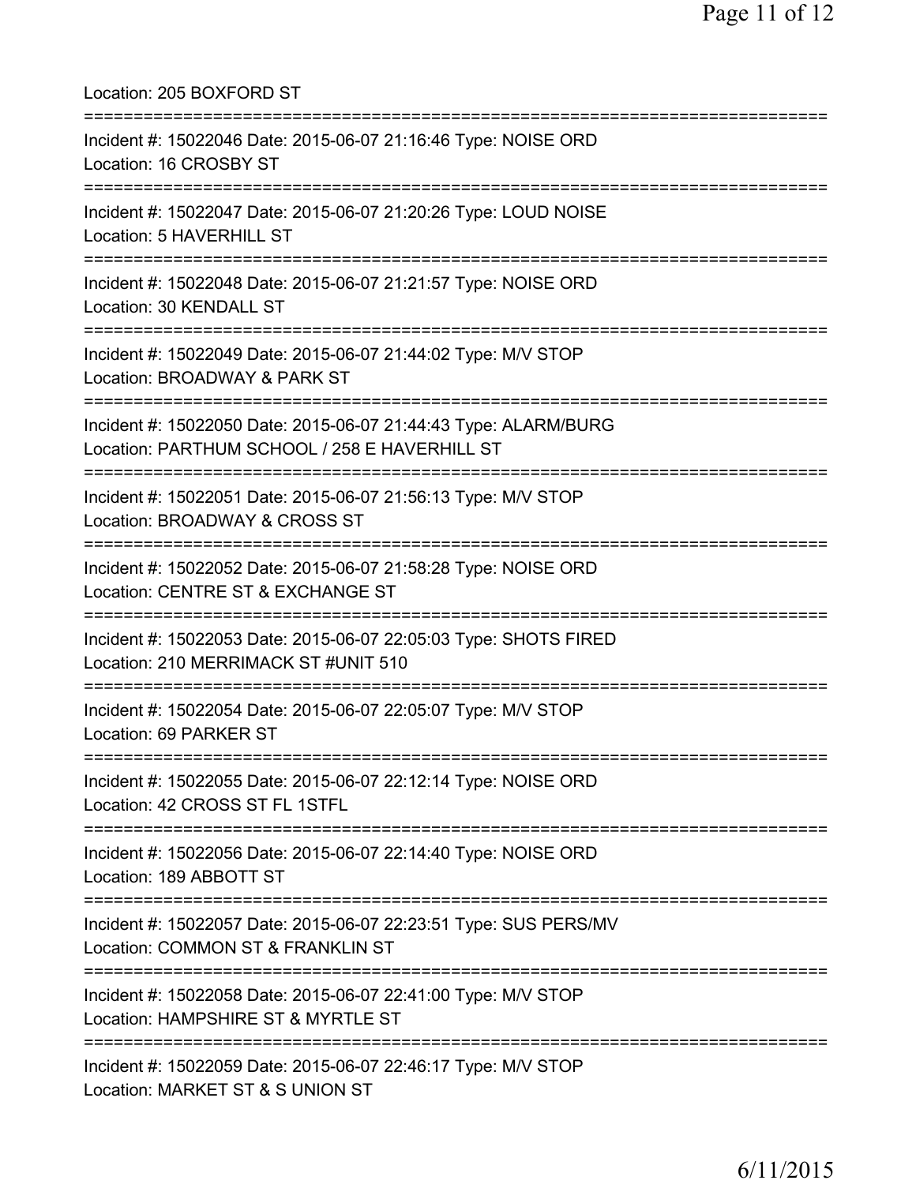Location: 205 BOXFORD ST

===========================================================================

Incident #: 15022046 Date: 2015-06-07 21:16:46 Type: NOISE ORD
Location: 16 CROSBY ST

===========================================================================

Incident #: 15022047 Date: 2015-06-07 21:20:26 Type: LOUD NOISE
Location: 5 HAVERHILL ST

===========================================================================

Incident #: 15022048 Date: 2015-06-07 21:21:57 Type: NOISE ORD
Location: 30 KENDALL ST

===========================================================================

Incident #: 15022049 Date: 2015-06-07 21:44:02 Type: M/V STOP
Location: BROADWAY & PARK ST

===========================================================================

Incident #: 15022050 Date: 2015-06-07 21:44:43 Type: ALARM/BURG
Location: PARTHUM SCHOOL / 258 E HAVERHILL ST

===========================================================================

Incident #: 15022051 Date: 2015-06-07 21:56:13 Type: M/V STOP
Location: BROADWAY & CROSS ST

===========================================================================

Incident #: 15022052 Date: 2015-06-07 21:58:28 Type: NOISE ORD
Location: CENTRE ST & EXCHANGE ST

===========================================================================

Incident #: 15022053 Date: 2015-06-07 22:05:03 Type: SHOTS FIRED
Location: 210 MERRIMACK ST #UNIT 510

===========================================================================

Incident #: 15022054 Date: 2015-06-07 22:05:07 Type: M/V STOP
Location: 69 PARKER ST

===========================================================================

Incident #: 15022055 Date: 2015-06-07 22:12:14 Type: NOISE ORD
Location: 42 CROSS ST FL 1STFL

===========================================================================

Incident #: 15022056 Date: 2015-06-07 22:14:40 Type: NOISE ORD
Location: 189 ABBOTT ST

===========================================================================

Incident #: 15022057 Date: 2015-06-07 22:23:51 Type: SUS PERS/MV
Location: COMMON ST & FRANKLIN ST

===========================================================================

Incident #: 15022058 Date: 2015-06-07 22:41:00 Type: M/V STOP
Location: HAMPSHIRE ST & MYRTLE ST

===========================================================================

Incident #: 15022059 Date: 2015-06-07 22:46:17 Type: M/V STOP
Location: MARKET ST & S UNION ST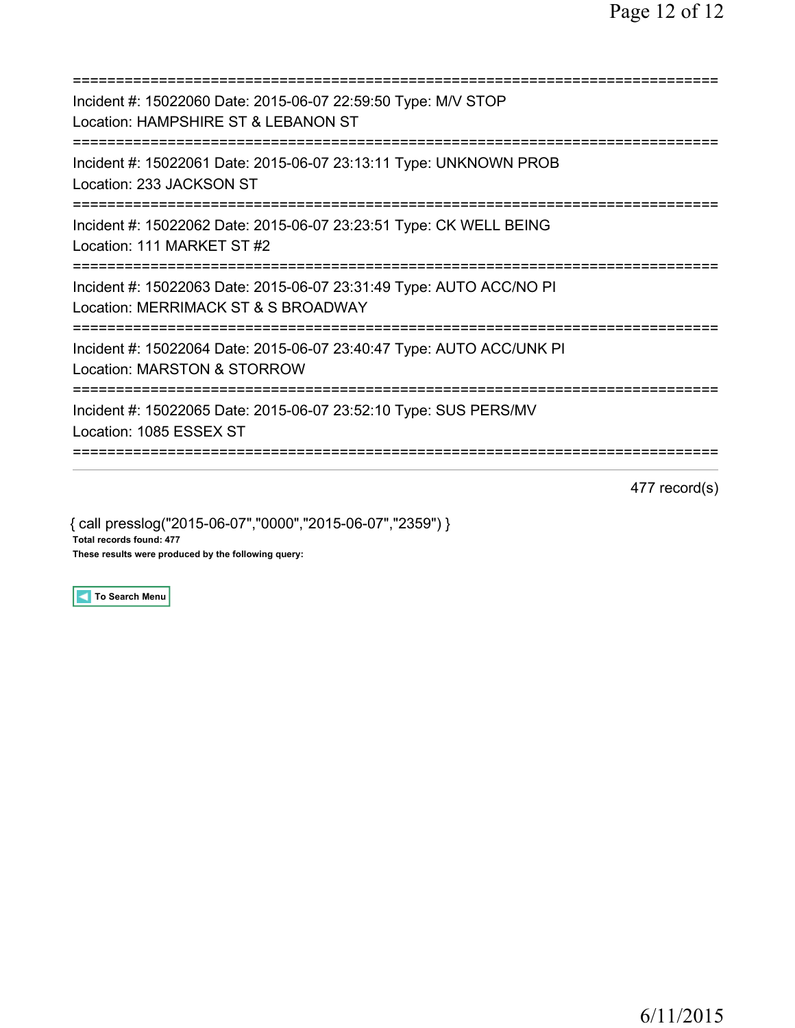===========================================================================

Incident #: 15022060 Date: 2015-06-07 22:59:50 Type: M/V STOP
Location: HAMPSHIRE ST & LEBANON ST

===========================================================================

Incident #: 15022061 Date: 2015-06-07 23:13:11 Type: UNKNOWN PROB
Location: 233 JACKSON ST

===========================================================================

Incident #: 15022062 Date: 2015-06-07 23:23:51 Type: CK WELL BEING
Location: 111 MARKET ST #2

===========================================================================

Incident #: 15022063 Date: 2015-06-07 23:31:49 Type: AUTO ACC/NO PI
Location: MERRIMACK ST & S BROADWAY

===========================================================================

Incident #: 15022064 Date: 2015-06-07 23:40:47 Type: AUTO ACC/UNK PI
Location: MARSTON & STORROW

===========================================================================

Incident #: 15022065 Date: 2015-06-07 23:52:10 Type: SUS PERS/MV
Location: 1085 ESSEX ST

===========================================================================

477 record(s)

{ call presslog("2015-06-07","0000","2015-06-07","2359") }

**Total records found: 477**

**These results were produced by the following query:**

To Search Menu